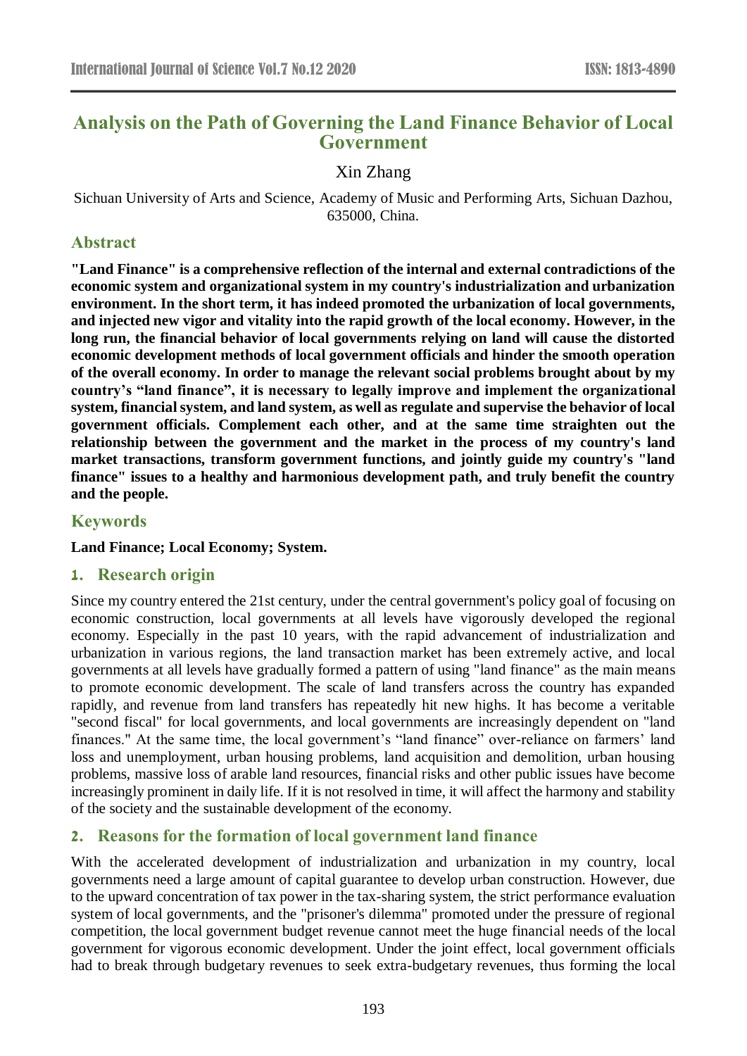# Analysis on the Path of Governing the Land Finance Behavior of Local Government

Xin Zhang

Sichuan University of Arts and Science, Academy of Music and Performing Arts, Sichuan Dazhou, 635000, China.

## Abstract

**"Land Finance" is a comprehensive reflection of the internal and external contradictions of the economic system and organizational system in my country's industrialization and urbanization environment. In the short term, it has indeed promoted the urbanization of local governments, and injected new vigor and vitality into the rapid growth of the local economy. However, in the long run, the financial behavior of local governments relying on land will cause the distorted economic development methods of local government officials and hinder the smooth operation of the overall economy. In order to manage the relevant social problems brought about by my country's "land finance", it is necessary to legally improve and implement the organizational system, financial system, and land system, as well as regulate and supervise the behavior of local government officials. Complement each other, and at the same time straighten out the relationship between the government and the market in the process of my country's land market transactions, transform government functions, and jointly guide my country's "land finance" issues to a healthy and harmonious development path, and truly benefit the country and the people.**

## Keywords

**Land Finance; Local Economy; System.**

## 1. Research origin

Since my country entered the 21st century, under the central government's policy goal of focusing on economic construction, local governments at all levels have vigorously developed the regional economy. Especially in the past 10 years, with the rapid advancement of industrialization and urbanization in various regions, the land transaction market has been extremely active, and local governments at all levels have gradually formed a pattern of using "land finance" as the main means to promote economic development. The scale of land transfers across the country has expanded rapidly, and revenue from land transfers has repeatedly hit new highs. It has become a veritable "second fiscal" for local governments, and local governments are increasingly dependent on "land finances." At the same time, the local government's "land finance" over-reliance on farmers' land loss and unemployment, urban housing problems, land acquisition and demolition, urban housing problems, massive loss of arable land resources, financial risks and other public issues have become increasingly prominent in daily life. If it is not resolved in time, it will affect the harmony and stability of the society and the sustainable development of the economy.

## 2. Reasons for the formation of local government land finance

With the accelerated development of industrialization and urbanization in my country, local governments need a large amount of capital guarantee to develop urban construction. However, due to the upward concentration of tax power in the tax-sharing system, the strict performance evaluation system of local governments, and the "prisoner's dilemma" promoted under the pressure of regional competition, the local government budget revenue cannot meet the huge financial needs of the local government for vigorous economic development. Under the joint effect, local government officials had to break through budgetary revenues to seek extra-budgetary revenues, thus forming the local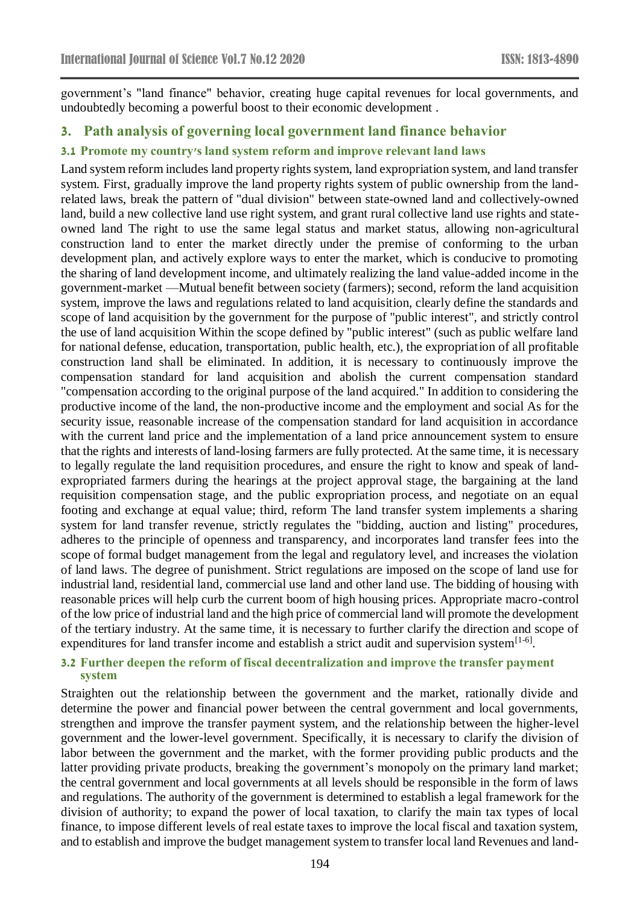government's "land finance" behavior, creating huge capital revenues for local governments, and undoubtedly becoming a powerful boost to their economic development .

## 3. Path analysis of governing local government land finance behavior

### 3.1 Promote my country's land system reform and improve relevant land laws

Land system reform includes land property rights system, land expropriation system, and land transfer system. First, gradually improve the land property rights system of public ownership from the land-related laws, break the pattern of "dual division" between state-owned land and collectively-owned land, build a new collective land use right system, and grant rural collective land use rights and state-owned land The right to use the same legal status and market status, allowing non-agricultural construction land to enter the market directly under the premise of conforming to the urban development plan, and actively explore ways to enter the market, which is conducive to promoting the sharing of land development income, and ultimately realizing the land value-added income in the government-market —Mutual benefit between society (farmers); second, reform the land acquisition system, improve the laws and regulations related to land acquisition, clearly define the standards and scope of land acquisition by the government for the purpose of "public interest", and strictly control the use of land acquisition Within the scope defined by "public interest" (such as public welfare land for national defense, education, transportation, public health, etc.), the expropriation of all profitable construction land shall be eliminated. In addition, it is necessary to continuously improve the compensation standard for land acquisition and abolish the current compensation standard "compensation according to the original purpose of the land acquired." In addition to considering the productive income of the land, the non-productive income and the employment and social As for the security issue, reasonable increase of the compensation standard for land acquisition in accordance with the current land price and the implementation of a land price announcement system to ensure that the rights and interests of land-losing farmers are fully protected. At the same time, it is necessary to legally regulate the land requisition procedures, and ensure the right to know and speak of land-expropriated farmers during the hearings at the project approval stage, the bargaining at the land requisition compensation stage, and the public expropriation process, and negotiate on an equal footing and exchange at equal value; third, reform The land transfer system implements a sharing system for land transfer revenue, strictly regulates the "bidding, auction and listing" procedures, adheres to the principle of openness and transparency, and incorporates land transfer fees into the scope of formal budget management from the legal and regulatory level, and increases the violation of land laws. The degree of punishment. Strict regulations are imposed on the scope of land use for industrial land, residential land, commercial use land and other land use. The bidding of housing with reasonable prices will help curb the current boom of high housing prices. Appropriate macro-control of the low price of industrial land and the high price of commercial land will promote the development of the tertiary industry. At the same time, it is necessary to further clarify the direction and scope of expenditures for land transfer income and establish a strict audit and supervision system[1-6].

### 3.2 Further deepen the reform of fiscal decentralization and improve the transfer payment system

Straighten out the relationship between the government and the market, rationally divide and determine the power and financial power between the central government and local governments, strengthen and improve the transfer payment system, and the relationship between the higher-level government and the lower-level government. Specifically, it is necessary to clarify the division of labor between the government and the market, with the former providing public products and the latter providing private products, breaking the government's monopoly on the primary land market; the central government and local governments at all levels should be responsible in the form of laws and regulations. The authority of the government is determined to establish a legal framework for the division of authority; to expand the power of local taxation, to clarify the main tax types of local finance, to impose different levels of real estate taxes to improve the local fiscal and taxation system, and to establish and improve the budget management system to transfer local land Revenues and land-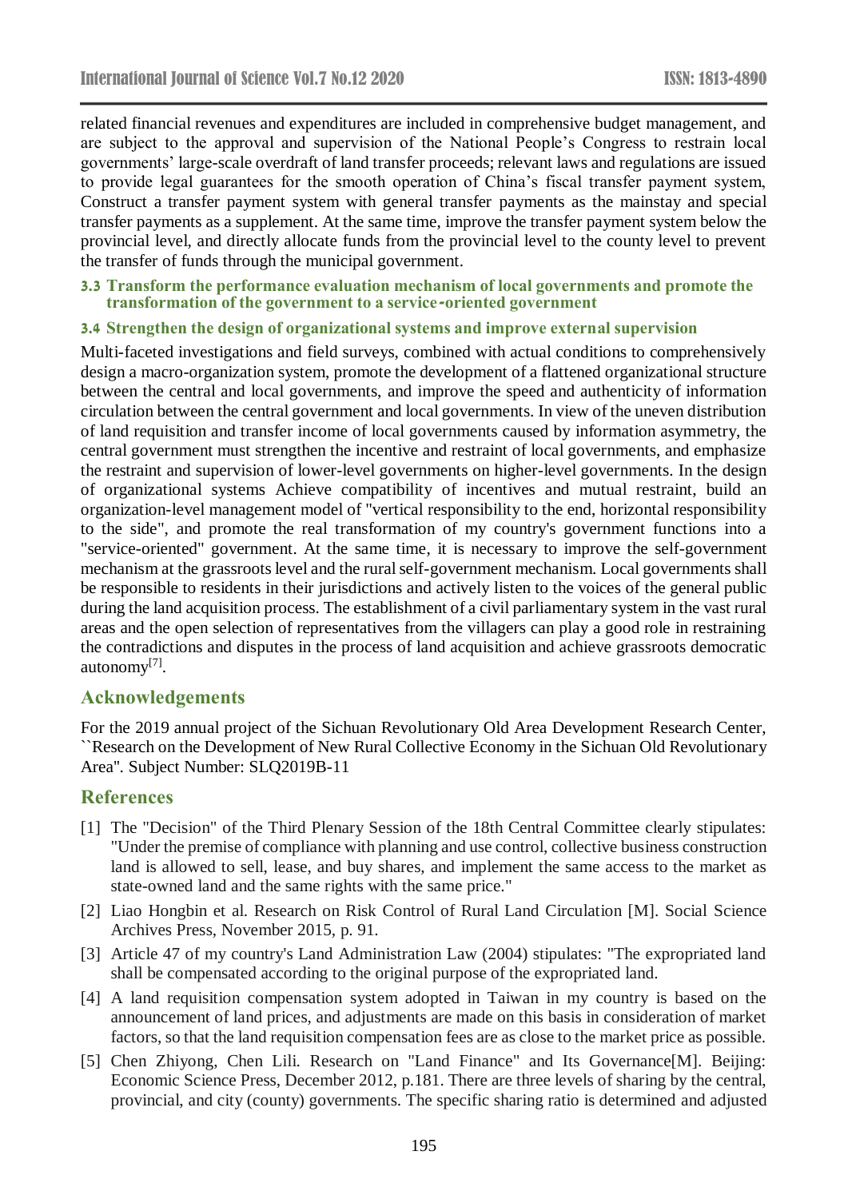related financial revenues and expenditures are included in comprehensive budget management, and are subject to the approval and supervision of the National People's Congress to restrain local governments' large-scale overdraft of land transfer proceeds; relevant laws and regulations are issued to provide legal guarantees for the smooth operation of China's fiscal transfer payment system, Construct a transfer payment system with general transfer payments as the mainstay and special transfer payments as a supplement. At the same time, improve the transfer payment system below the provincial level, and directly allocate funds from the provincial level to the county level to prevent the transfer of funds through the municipal government.

### 3.3 Transform the performance evaluation mechanism of local governments and promote the transformation of the government to a service-oriented government

### 3.4 Strengthen the design of organizational systems and improve external supervision

Multi-faceted investigations and field surveys, combined with actual conditions to comprehensively design a macro-organization system, promote the development of a flattened organizational structure between the central and local governments, and improve the speed and authenticity of information circulation between the central government and local governments. In view of the uneven distribution of land requisition and transfer income of local governments caused by information asymmetry, the central government must strengthen the incentive and restraint of local governments, and emphasize the restraint and supervision of lower-level governments on higher-level governments. In the design of organizational systems Achieve compatibility of incentives and mutual restraint, build an organization-level management model of "vertical responsibility to the end, horizontal responsibility to the side", and promote the real transformation of my country's government functions into a "service-oriented" government. At the same time, it is necessary to improve the self-government mechanism at the grassroots level and the rural self-government mechanism. Local governments shall be responsible to residents in their jurisdictions and actively listen to the voices of the general public during the land acquisition process. The establishment of a civil parliamentary system in the vast rural areas and the open selection of representatives from the villagers can play a good role in restraining the contradictions and disputes in the process of land acquisition and achieve grassroots democratic autonomy[7].

## Acknowledgements

For the 2019 annual project of the Sichuan Revolutionary Old Area Development Research Center, ``Research on the Development of New Rural Collective Economy in the Sichuan Old Revolutionary Area". Subject Number: SLQ2019B-11

## References

[1] The "Decision" of the Third Plenary Session of the 18th Central Committee clearly stipulates: "Under the premise of compliance with planning and use control, collective business construction land is allowed to sell, lease, and buy shares, and implement the same access to the market as state-owned land and the same rights with the same price."

[2] Liao Hongbin et al. Research on Risk Control of Rural Land Circulation [M]. Social Science Archives Press, November 2015, p. 91.

[3] Article 47 of my country's Land Administration Law (2004) stipulates: "The expropriated land shall be compensated according to the original purpose of the expropriated land.

[4] A land requisition compensation system adopted in Taiwan in my country is based on the announcement of land prices, and adjustments are made on this basis in consideration of market factors, so that the land requisition compensation fees are as close to the market price as possible.

[5] Chen Zhiyong, Chen Lili. Research on "Land Finance" and Its Governance[M]. Beijing: Economic Science Press, December 2012, p.181. There are three levels of sharing by the central, provincial, and city (county) governments. The specific sharing ratio is determined and adjusted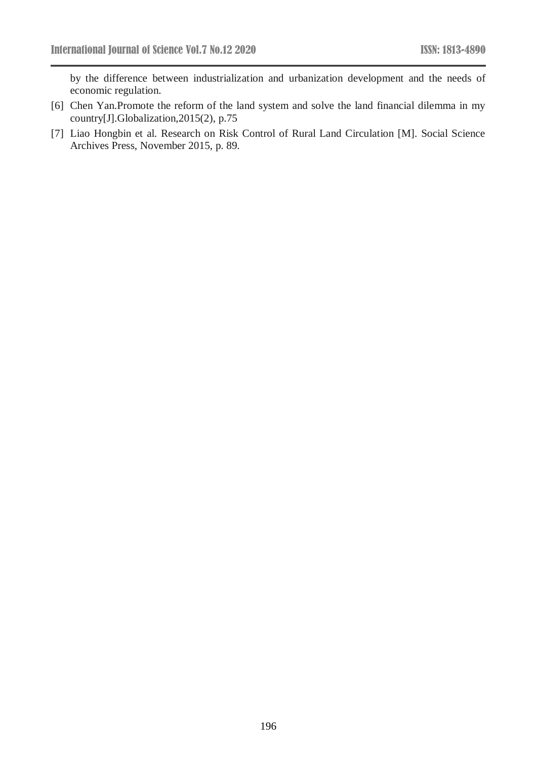by the difference between industrialization and urbanization development and the needs of economic regulation.

[6] Chen Yan.Promote the reform of the land system and solve the land financial dilemma in my country[J].Globalization,2015(2), p.75

[7] Liao Hongbin et al. Research on Risk Control of Rural Land Circulation [M]. Social Science Archives Press, November 2015, p. 89.